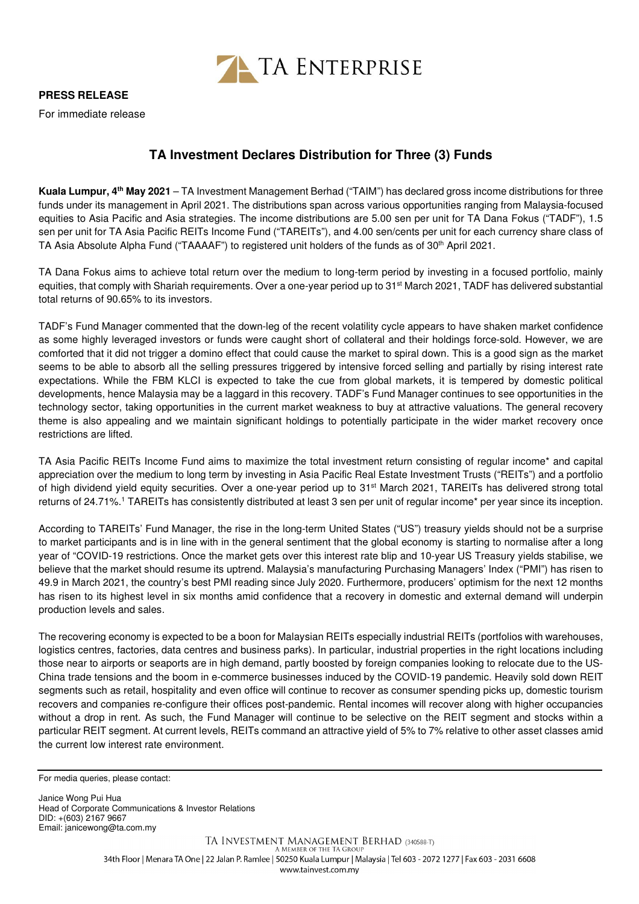TA ENTERPRISE

**PRESS RELEASE**

For immediate release

## TA Investment Declares Distribution for Three (3) Funds

**Kuala Lumpur, 4th May 2021** – TA Investment Management Berhad ("TAIM") has declared gross income distributions for three funds under its management in April 2021. The distributions span across various opportunities ranging from Malaysia-focused equities to Asia Pacific and Asia strategies. The income distributions are 5.00 sen per unit for TA Dana Fokus ("TADF"), 1.5 sen per unit for TA Asia Pacific REITs Income Fund ("TAREITs"), and 4.00 sen/cents per unit for each currency share class of TA Asia Absolute Alpha Fund ("TAAAAF") to registered unit holders of the funds as of 30th April 2021.

TA Dana Fokus aims to achieve total return over the medium to long-term period by investing in a focused portfolio, mainly equities, that comply with Shariah requirements. Over a one-year period up to 31st March 2021, TADF has delivered substantial total returns of 90.65% to its investors.

TADF's Fund Manager commented that the down-leg of the recent volatility cycle appears to have shaken market confidence as some highly leveraged investors or funds were caught short of collateral and their holdings force-sold. However, we are comforted that it did not trigger a domino effect that could cause the market to spiral down. This is a good sign as the market seems to be able to absorb all the selling pressures triggered by intensive forced selling and partially by rising interest rate expectations. While the FBM KLCI is expected to take the cue from global markets, it is tempered by domestic political developments, hence Malaysia may be a laggard in this recovery. TADF's Fund Manager continues to see opportunities in the technology sector, taking opportunities in the current market weakness to buy at attractive valuations. The general recovery theme is also appealing and we maintain significant holdings to potentially participate in the wider market recovery once restrictions are lifted.

TA Asia Pacific REITs Income Fund aims to maximize the total investment return consisting of regular income* and capital appreciation over the medium to long term by investing in Asia Pacific Real Estate Investment Trusts ("REITs") and a portfolio of high dividend yield equity securities. Over a one-year period up to 31st March 2021, TAREITs has delivered strong total returns of 24.71%.[1] TAREITs has consistently distributed at least 3 sen per unit of regular income* per year since its inception.

According to TAREITs' Fund Manager, the rise in the long-term United States ("US") treasury yields should not be a surprise to market participants and is in line with in the general sentiment that the global economy is starting to normalise after a long year of "COVID-19 restrictions. Once the market gets over this interest rate blip and 10-year US Treasury yields stabilise, we believe that the market should resume its uptrend. Malaysia's manufacturing Purchasing Managers' Index ("PMI") has risen to 49.9 in March 2021, the country's best PMI reading since July 2020. Furthermore, producers' optimism for the next 12 months has risen to its highest level in six months amid confidence that a recovery in domestic and external demand will underpin production levels and sales.

The recovering economy is expected to be a boon for Malaysian REITs especially industrial REITs (portfolios with warehouses, logistics centres, factories, data centres and business parks). In particular, industrial properties in the right locations including those near to airports or seaports are in high demand, partly boosted by foreign companies looking to relocate due to the US-China trade tensions and the boom in e-commerce businesses induced by the COVID-19 pandemic. Heavily sold down REIT segments such as retail, hospitality and even office will continue to recover as consumer spending picks up, domestic tourism recovers and companies re-configure their offices post-pandemic. Rental incomes will recover along with higher occupancies without a drop in rent. As such, the Fund Manager will continue to be selective on the REIT segment and stocks within a particular REIT segment. At current levels, REITs command an attractive yield of 5% to 7% relative to other asset classes amid the current low interest rate environment.

---

For media queries, please contact:

Janice Wong Pui Hua
Head of Corporate Communications & Investor Relations
DID: +(603) 2167 9667
Email: janicewong@ta.com.my

TA INVESTMENT MANAGEMENT BERHAD (340588-T)
A MEMBER OF THE TA GROUP
34th Floor | Menara TA One | 22 Jalan P. Ramlee | 50250 Kuala Lumpur | Malaysia | Tel 603 - 2072 1277 | Fax 603 - 2031 6608
www.tainvest.com.my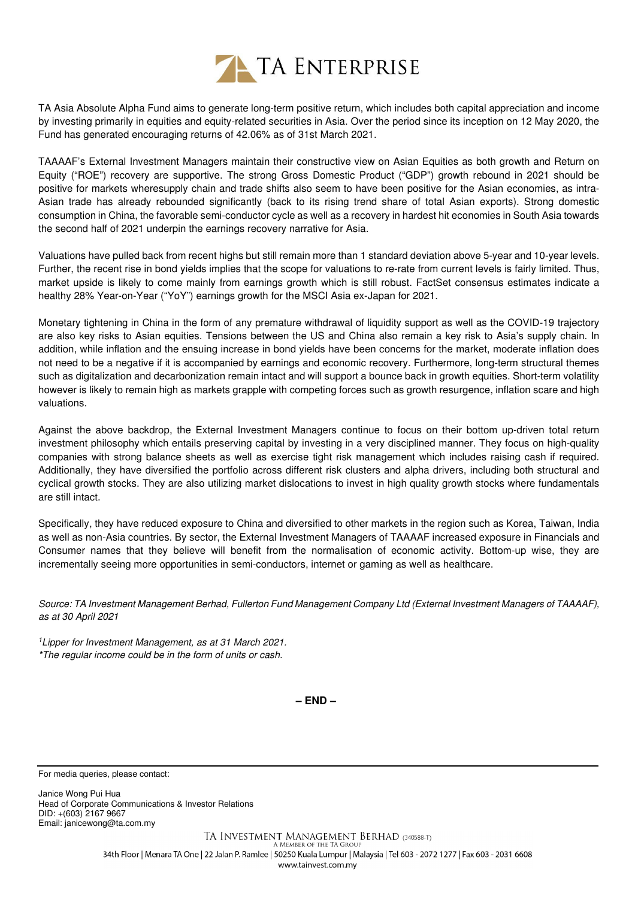TA Asia Absolute Alpha Fund aims to generate long-term positive return, which includes both capital appreciation and income by investing primarily in equities and equity-related securities in Asia. Over the period since its inception on 12 May 2020, the Fund has generated encouraging returns of 42.06% as of 31st March 2021.

TAAAAF's External Investment Managers maintain their constructive view on Asian Equities as both growth and Return on Equity ("ROE") recovery are supportive. The strong Gross Domestic Product ("GDP") growth rebound in 2021 should be positive for markets wheresupply chain and trade shifts also seem to have been positive for the Asian economies, as intra-Asian trade has already rebounded significantly (back to its rising trend share of total Asian exports). Strong domestic consumption in China, the favorable semi-conductor cycle as well as a recovery in hardest hit economies in South Asia towards the second half of 2021 underpin the earnings recovery narrative for Asia.

Valuations have pulled back from recent highs but still remain more than 1 standard deviation above 5-year and 10-year levels. Further, the recent rise in bond yields implies that the scope for valuations to re-rate from current levels is fairly limited. Thus, market upside is likely to come mainly from earnings growth which is still robust. FactSet consensus estimates indicate a healthy 28% Year-on-Year ("YoY") earnings growth for the MSCI Asia ex-Japan for 2021.

Monetary tightening in China in the form of any premature withdrawal of liquidity support as well as the COVID-19 trajectory are also key risks to Asian equities. Tensions between the US and China also remain a key risk to Asia's supply chain. In addition, while inflation and the ensuing increase in bond yields have been concerns for the market, moderate inflation does not need to be a negative if it is accompanied by earnings and economic recovery. Furthermore, long-term structural themes such as digitalization and decarbonization remain intact and will support a bounce back in growth equities. Short-term volatility however is likely to remain high as markets grapple with competing forces such as growth resurgence, inflation scare and high valuations.

Against the above backdrop, the External Investment Managers continue to focus on their bottom up-driven total return investment philosophy which entails preserving capital by investing in a very disciplined manner. They focus on high-quality companies with strong balance sheets as well as exercise tight risk management which includes raising cash if required. Additionally, they have diversified the portfolio across different risk clusters and alpha drivers, including both structural and cyclical growth stocks. They are also utilizing market dislocations to invest in high quality growth stocks where fundamentals are still intact.

Specifically, they have reduced exposure to China and diversified to other markets in the region such as Korea, Taiwan, India as well as non-Asia countries. By sector, the External Investment Managers of TAAAAF increased exposure in Financials and Consumer names that they believe will benefit from the normalisation of economic activity. Bottom-up wise, they are incrementally seeing more opportunities in semi-conductors, internet or gaming as well as healthcare.

*Source: TA Investment Management Berhad, Fullerton Fund Management Company Ltd (External Investment Managers of TAAAAF), as at 30 April 2021*

*[1]Lipper for Investment Management, as at 31 March 2021.*
**The regular income could be in the form of units or cash.*

**– END –**

---

For media queries, please contact:

Janice Wong Pui Hua
Head of Corporate Communications & Investor Relations
DID: +(603) 2167 9667
Email: janicewong@ta.com.my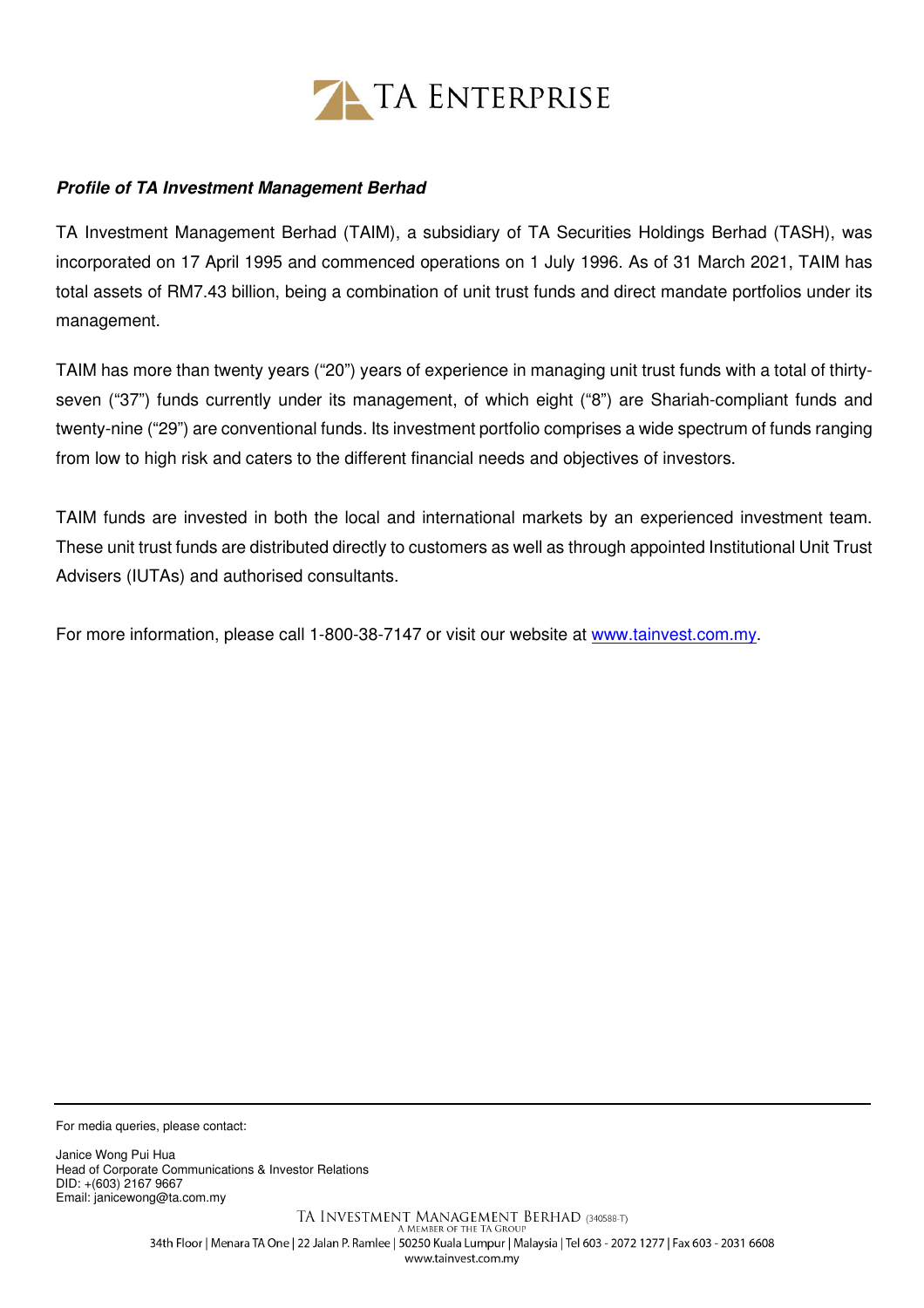*__Profile of TA Investment Management Berhad__*

TA Investment Management Berhad (TAIM), a subsidiary of TA Securities Holdings Berhad (TASH), was incorporated on 17 April 1995 and commenced operations on 1 July 1996. As of 31 March 2021, TAIM has total assets of RM7.43 billion, being a combination of unit trust funds and direct mandate portfolios under its management.

TAIM has more than twenty years ("20") years of experience in managing unit trust funds with a total of thirty-seven ("37") funds currently under its management, of which eight ("8") are Shariah-compliant funds and twenty-nine ("29") are conventional funds. Its investment portfolio comprises a wide spectrum of funds ranging from low to high risk and caters to the different financial needs and objectives of investors.

TAIM funds are invested in both the local and international markets by an experienced investment team. These unit trust funds are distributed directly to customers as well as through appointed Institutional Unit Trust Advisers (IUTAs) and authorised consultants.

For more information, please call 1-800-38-7147 or visit our website at www.tainvest.com.my.

---

For media queries, please contact:

Janice Wong Pui Hua
Head of Corporate Communications & Investor Relations
DID: +(603) 2167 9667
Email: janicewong@ta.com.my

TA INVESTMENT MANAGEMENT BERHAD (340588-T)
A MEMBER OF THE TA GROUP
34th Floor | Menara TA One | 22 Jalan P. Ramlee | 50250 Kuala Lumpur | Malaysia | Tel 603 - 2072 1277 | Fax 603 - 2031 6608
www.tainvest.com.my